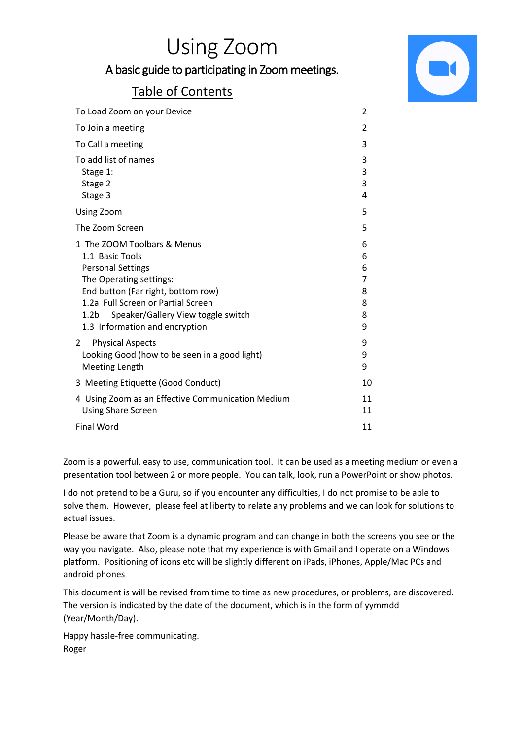# Using Zoom

## A basic guide to participating in Zoom meetings.

### Table of Contents

| | |
|---|---|
| To Load Zoom on your Device | 2 |
| To Join a meeting | 2 |
| To Call a meeting | 3 |
| To add list of names | 3 |
| Stage 1: | 3 |
| Stage 2 | 3 |
| Stage 3 | 4 |
| Using Zoom | 5 |
| The Zoom Screen | 5 |
| 1 The ZOOM Toolbars & Menus | 6 |
| 1.1 Basic Tools | 6 |
| Personal Settings | 6 |
| The Operating settings: | 7 |
| End button (Far right, bottom row) | 8 |
| 1.2a Full Screen or Partial Screen | 8 |
| 1.2b Speaker/Gallery View toggle switch | 8 |
| 1.3 Information and encryption | 9 |
| 2 Physical Aspects | 9 |
| Looking Good (how to be seen in a good light) | 9 |
| Meeting Length | 9 |
| 3 Meeting Etiquette (Good Conduct) | 10 |
| 4 Using Zoom as an Effective Communication Medium | 11 |
| Using Share Screen | 11 |
| Final Word | 11 |

Zoom is a powerful, easy to use, communication tool. It can be used as a meeting medium or even a presentation tool between 2 or more people. You can talk, look, run a PowerPoint or show photos.

I do not pretend to be a Guru, so if you encounter any difficulties, I do not promise to be able to solve them. However, please feel at liberty to relate any problems and we can look for solutions to actual issues.

Please be aware that Zoom is a dynamic program and can change in both the screens you see or the way you navigate. Also, please note that my experience is with Gmail and I operate on a Windows platform. Positioning of icons etc will be slightly different on iPads, iPhones, Apple/Mac PCs and android phones

This document is will be revised from time to time as new procedures, or problems, are discovered. The version is indicated by the date of the document, which is in the form of yymmdd (Year/Month/Day).

Happy hassle-free communicating.
Roger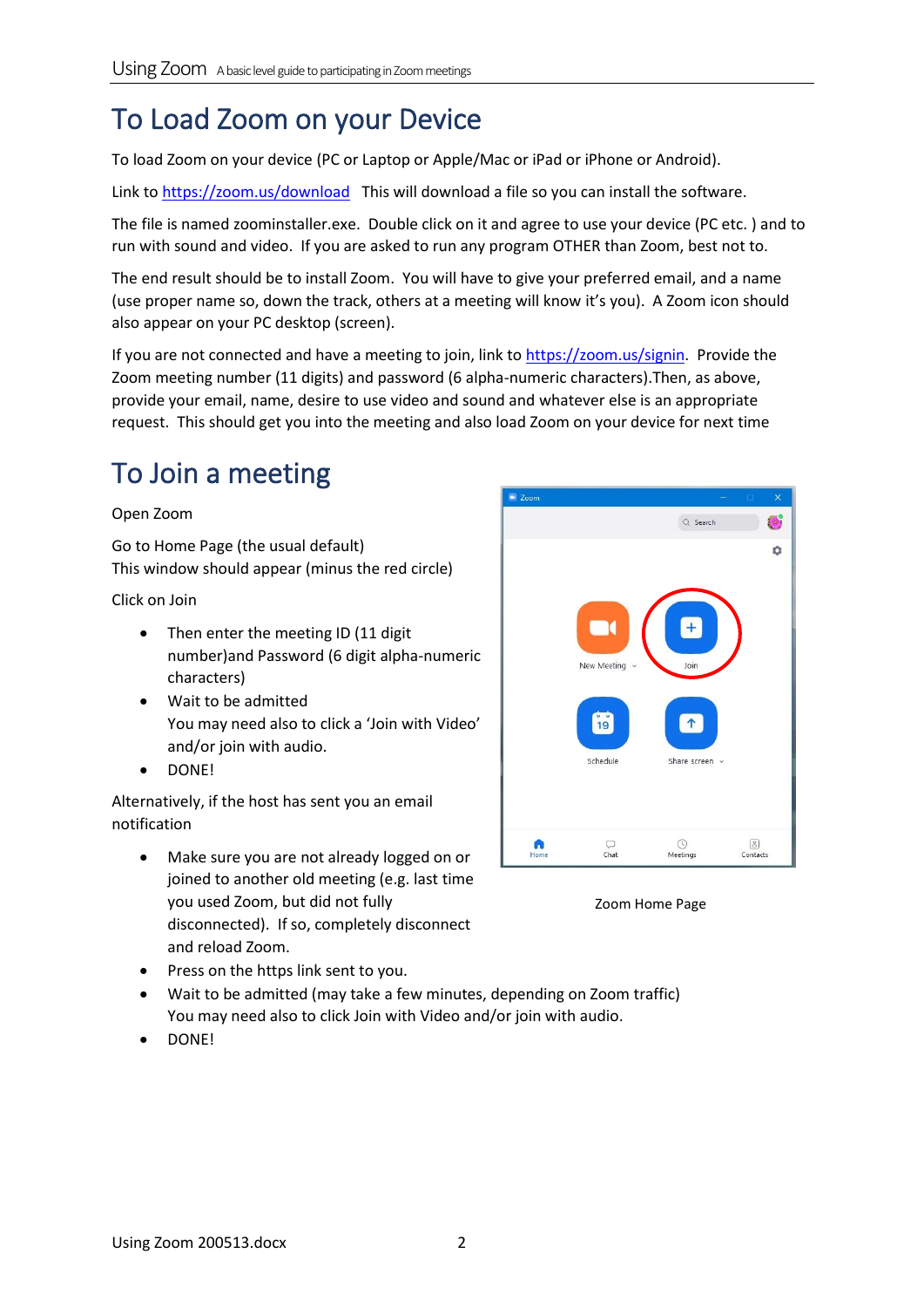# To Load Zoom on your Device

To load Zoom on your device (PC or Laptop or Apple/Mac or iPad or iPhone or Android).

Link to https://zoom.us/download This will download a file so you can install the software.

The file is named zoominstaller.exe. Double click on it and agree to use your device (PC etc. ) and to run with sound and video. If you are asked to run any program OTHER than Zoom, best not to.

The end result should be to install Zoom. You will have to give your preferred email, and a name (use proper name so, down the track, others at a meeting will know it's you). A Zoom icon should also appear on your PC desktop (screen).

If you are not connected and have a meeting to join, link to https://zoom.us/signin. Provide the Zoom meeting number (11 digits) and password (6 alpha-numeric characters).Then, as above, provide your email, name, desire to use video and sound and whatever else is an appropriate request. This should get you into the meeting and also load Zoom on your device for next time

# To Join a meeting

Open Zoom

Go to Home Page (the usual default)
This window should appear (minus the red circle)

Click on Join

- Then enter the meeting ID (11 digit number)and Password (6 digit alpha-numeric characters)
- Wait to be admitted
  You may need also to click a 'Join with Video' and/or join with audio.
- DONE!

Zoom Home Page

Alternatively, if the host has sent you an email notification

- Make sure you are not already logged on or joined to another old meeting (e.g. last time you used Zoom, but did not fully disconnected). If so, completely disconnect and reload Zoom.
- Press on the https link sent to you.
- Wait to be admitted (may take a few minutes, depending on Zoom traffic)
  You may need also to click Join with Video and/or join with audio.
- DONE!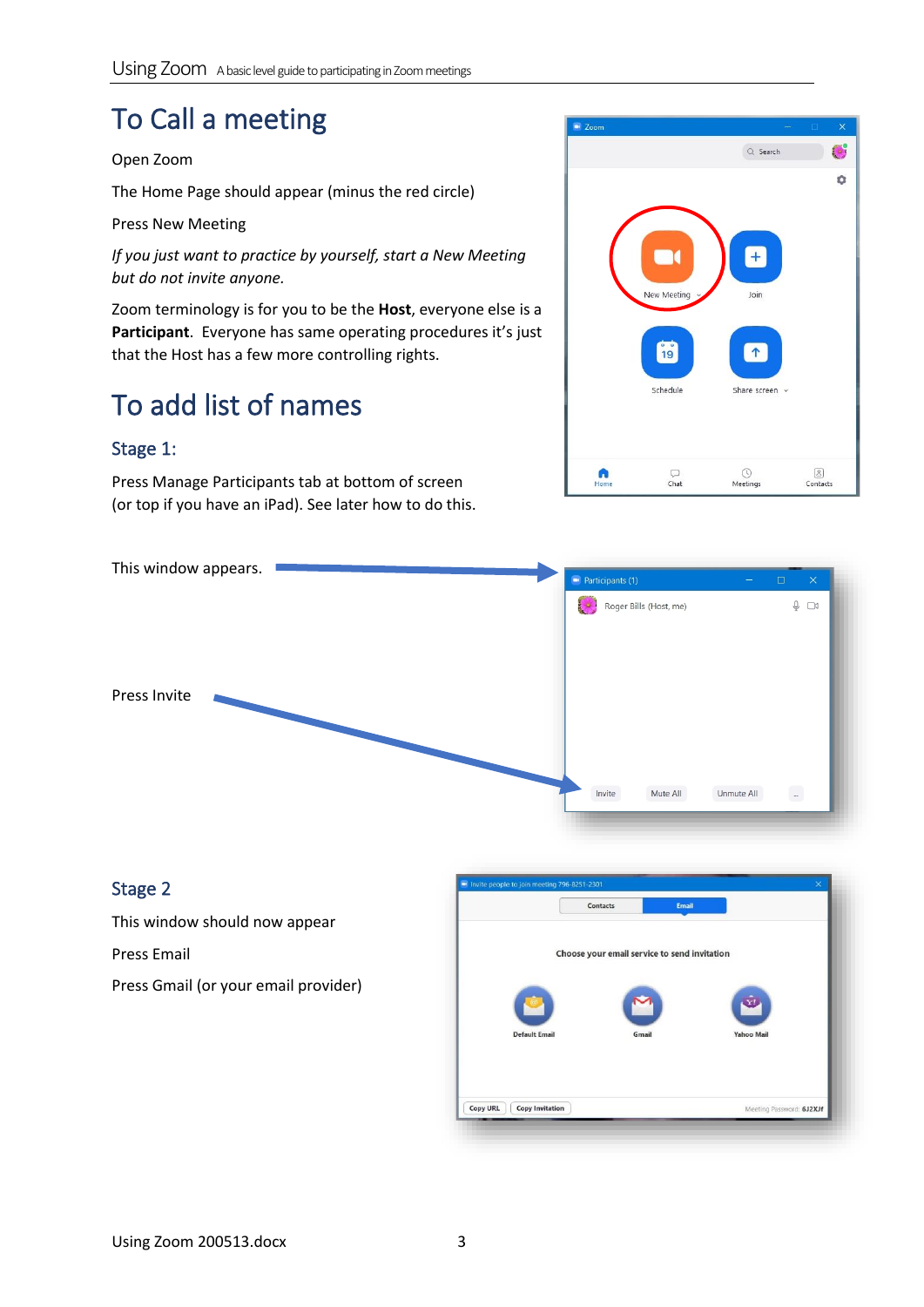# To Call a meeting

Open Zoom

The Home Page should appear (minus the red circle)

Press New Meeting

*If you just want to practice by yourself, start a New Meeting but do not invite anyone.*

Zoom terminology is for you to be the **Host**, everyone else is a **Participant**. Everyone has same operating procedures it's just that the Host has a few more controlling rights.

# To add list of names

## Stage 1:

Press Manage Participants tab at bottom of screen (or top if you have an iPad). See later how to do this.

This window appears.

Press Invite

## Stage 2

This window should now appear

Press Email

Press Gmail (or your email provider)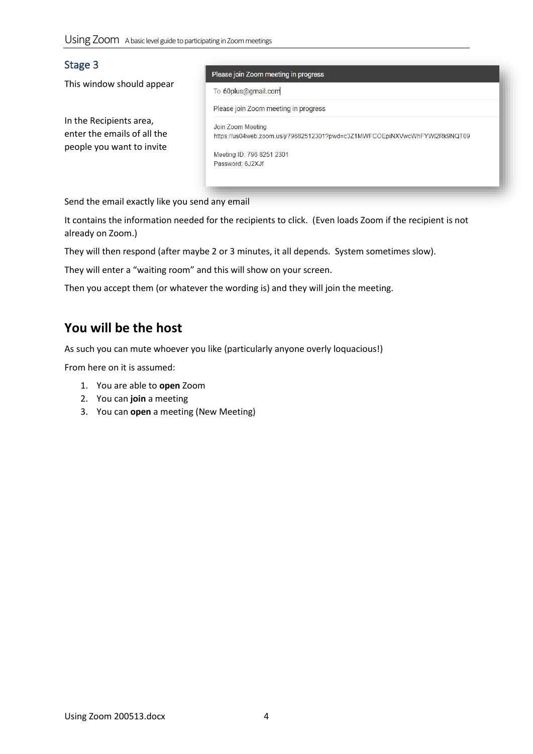## Stage 3

This window should appear

In the Recipients area, enter the emails of all the people you want to invite

Please join Zoom meeting in progress

To 60plus@gmail.com

Please join Zoom meeting in progress

Join Zoom Meeting
https://us04web.zoom.us/j/79682512301?pwd=c3Z1MWFCOEpiNXVwcWhFYWl2Rk9NQT09

Meeting ID: 796 8251 2301
Password: 6J2XJf

Send the email exactly like you send any email

It contains the information needed for the recipients to click. (Even loads Zoom if the recipient is not already on Zoom.)

They will then respond (after maybe 2 or 3 minutes, it all depends. System sometimes slow).

They will enter a "waiting room" and this will show on your screen.

Then you accept them (or whatever the wording is) and they will join the meeting.

# You will be the host

As such you can mute whoever you like (particularly anyone overly loquacious!)

From here on it is assumed:

1. You are able to **open** Zoom
2. You can **join** a meeting
3. You can **open** a meeting (New Meeting)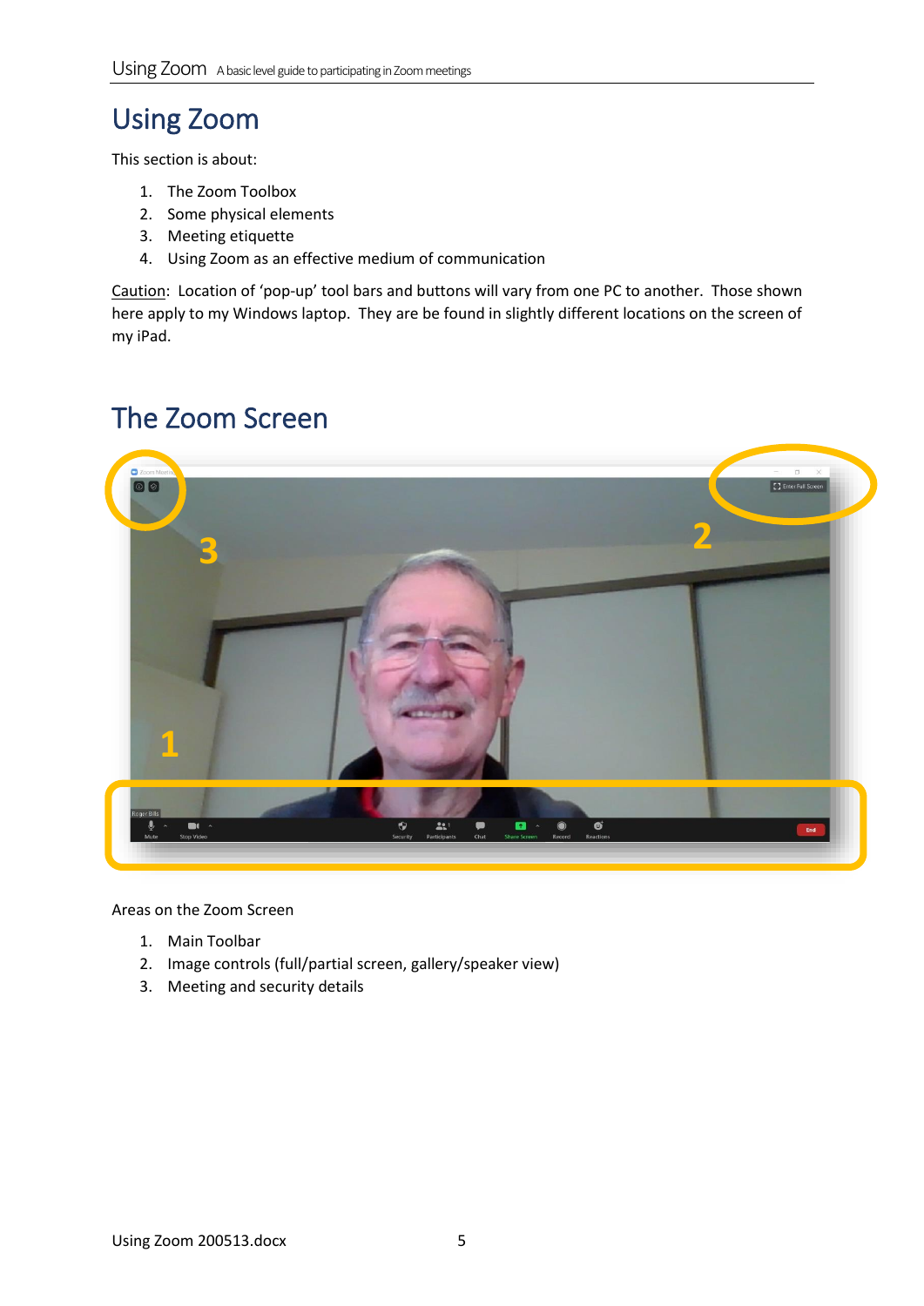# Using Zoom

This section is about:

1. The Zoom Toolbox
2. Some physical elements
3. Meeting etiquette
4. Using Zoom as an effective medium of communication

Caution: Location of 'pop-up' tool bars and buttons will vary from one PC to another. Those shown here apply to my Windows laptop. They are be found in slightly different locations on the screen of my iPad.

# The Zoom Screen

Areas on the Zoom Screen

1. Main Toolbar
2. Image controls (full/partial screen, gallery/speaker view)
3. Meeting and security details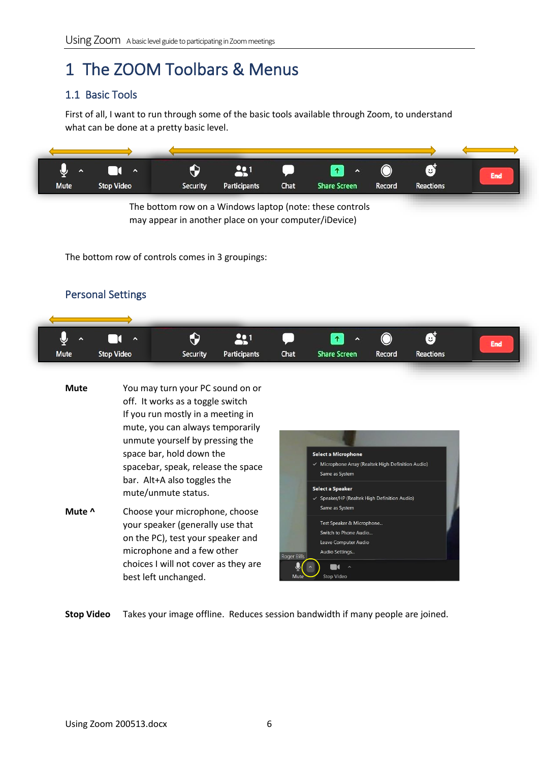# 1 The ZOOM Toolbars & Menus

## 1.1 Basic Tools

First of all, I want to run through some of the basic tools available through Zoom, to understand what can be done at a pretty basic level.

The bottom row on a Windows laptop (note: these controls may appear in another place on your computer/iDevice)

The bottom row of controls comes in 3 groupings:

### Personal Settings

**Mute** You may turn your PC sound on or off. It works as a toggle switch If you run mostly in a meeting in mute, you can always temporarily unmute yourself by pressing the space bar, hold down the spacebar, speak, release the space bar. Alt+A also toggles the mute/unmute status.

**Mute ^** Choose your microphone, choose your speaker (generally use that on the PC), test your speaker and microphone and a few other choices I will not cover as they are best left unchanged.

**Stop Video** Takes your image offline. Reduces session bandwidth if many people are joined.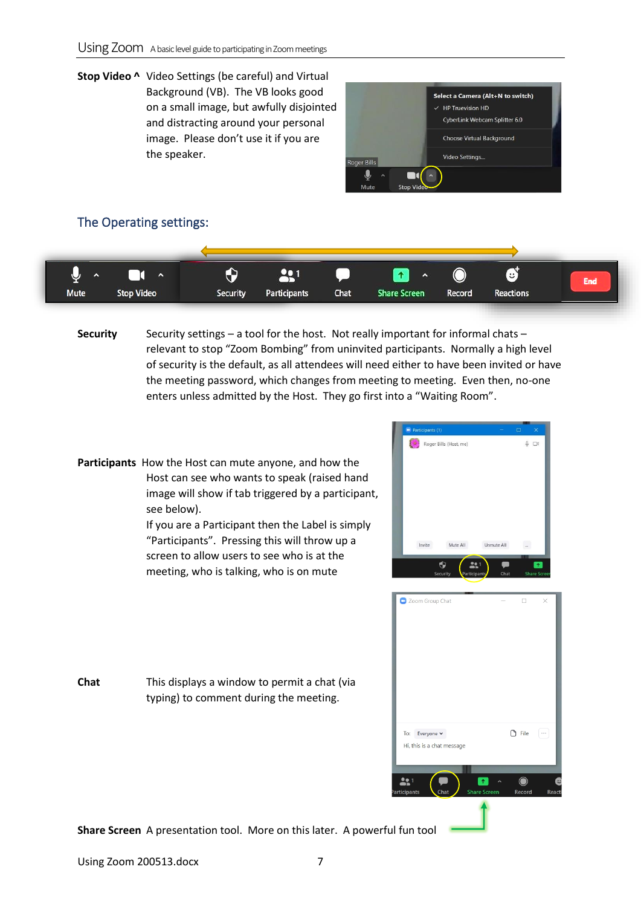**Stop Video ^** Video Settings (be careful) and Virtual Background (VB). The VB looks good on a small image, but awfully disjointed and distracting around your personal image. Please don't use it if you are the speaker.

## The Operating settings:

**Security** Security settings – a tool for the host. Not really important for informal chats – relevant to stop "Zoom Bombing" from uninvited participants. Normally a high level of security is the default, as all attendees will need either to have been invited or have the meeting password, which changes from meeting to meeting. Even then, no-one enters unless admitted by the Host. They go first into a "Waiting Room".

**Participants** How the Host can mute anyone, and how the Host can see who wants to speak (raised hand image will show if tab triggered by a participant, see below).
If you are a Participant then the Label is simply "Participants". Pressing this will throw up a screen to allow users to see who is at the meeting, who is talking, who is on mute

**Chat** This displays a window to permit a chat (via typing) to comment during the meeting.

**Share Screen** A presentation tool. More on this later. A powerful fun tool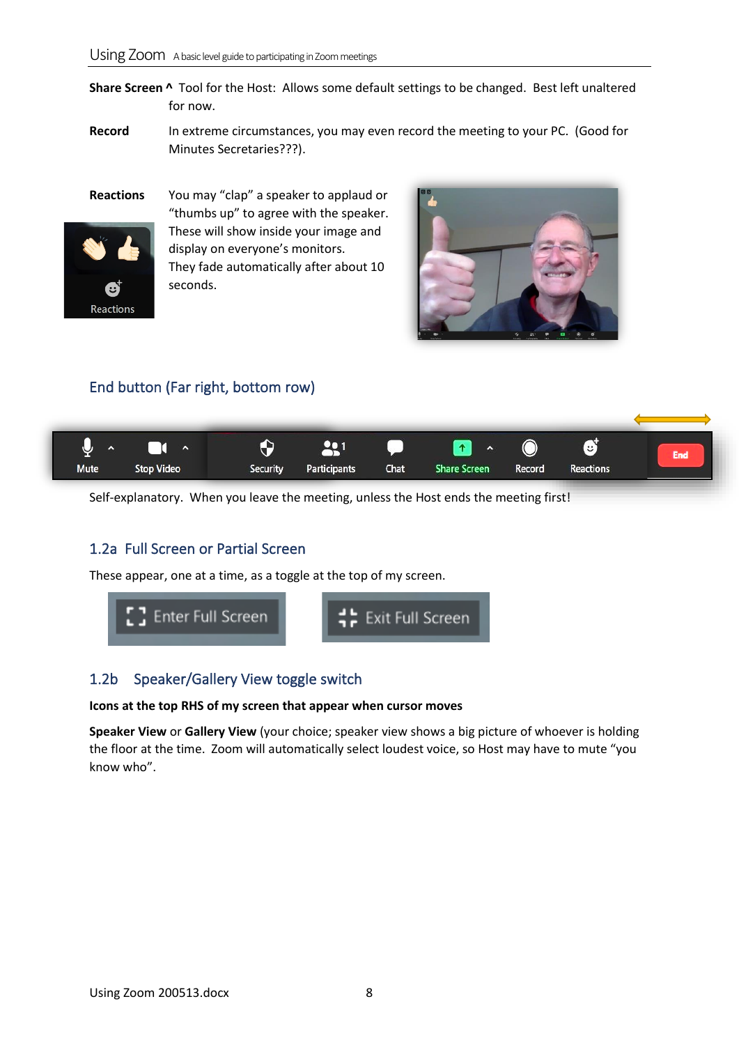**Share Screen ^** Tool for the Host: Allows some default settings to be changed. Best left unaltered for now.

**Record** In extreme circumstances, you may even record the meeting to your PC. (Good for Minutes Secretaries???).

**Reactions** You may "clap" a speaker to applaud or "thumbs up" to agree with the speaker. These will show inside your image and display on everyone's monitors. They fade automatically after about 10 seconds.

## End button (Far right, bottom row)

Self-explanatory. When you leave the meeting, unless the Host ends the meeting first!

## 1.2a Full Screen or Partial Screen

These appear, one at a time, as a toggle at the top of my screen.

## 1.2b Speaker/Gallery View toggle switch

**Icons at the top RHS of my screen that appear when cursor moves**

**Speaker View** or **Gallery View** (your choice; speaker view shows a big picture of whoever is holding the floor at the time. Zoom will automatically select loudest voice, so Host may have to mute "you know who".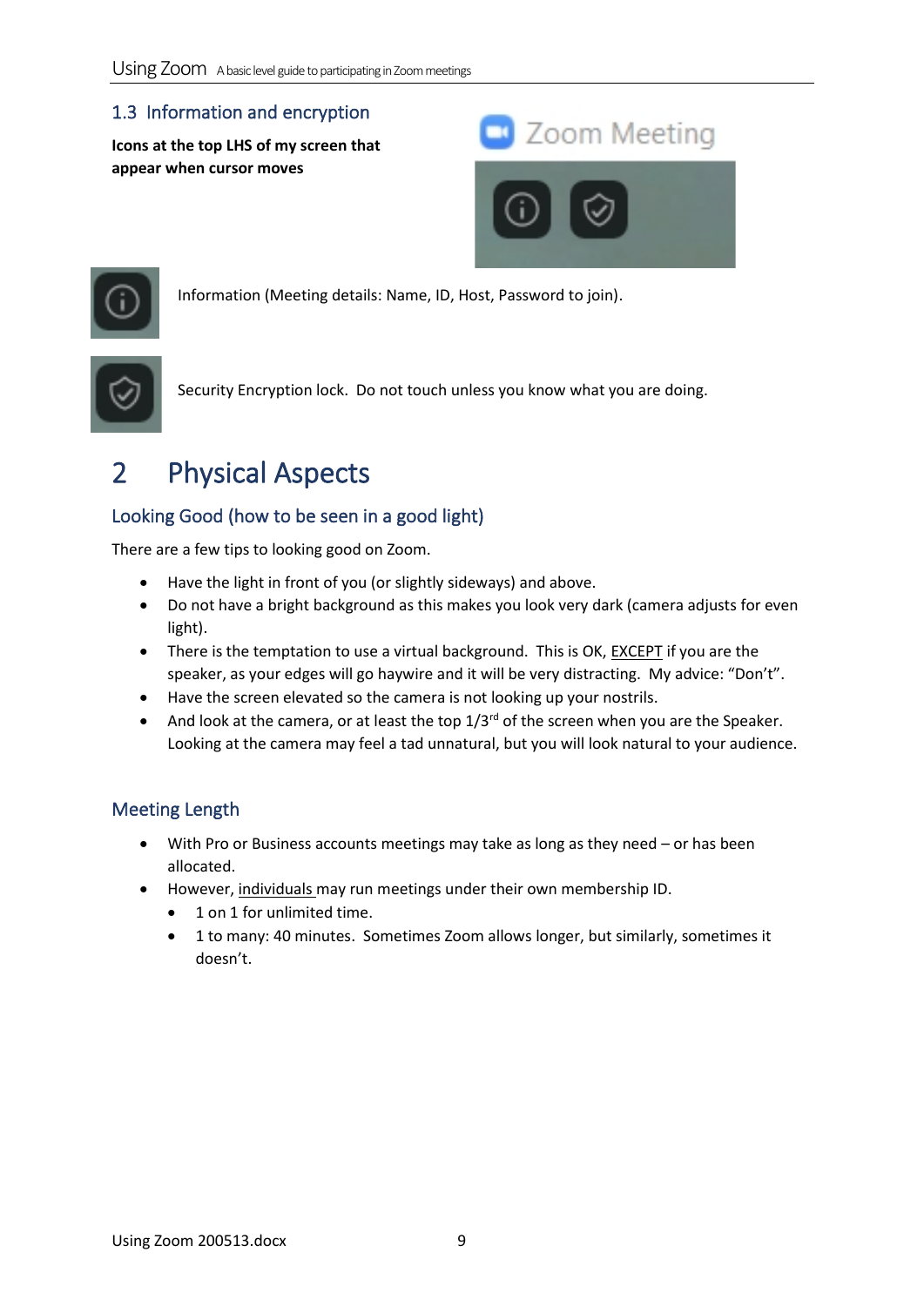## 1.3 Information and encryption

**Icons at the top LHS of my screen that appear when cursor moves**

Zoom Meeting

Information (Meeting details: Name, ID, Host, Password to join).

Security Encryption lock. Do not touch unless you know what you are doing.

# 2 Physical Aspects

## Looking Good (how to be seen in a good light)

There are a few tips to looking good on Zoom.

- Have the light in front of you (or slightly sideways) and above.
- Do not have a bright background as this makes you look very dark (camera adjusts for even light).
- There is the temptation to use a virtual background. This is OK, <u>EXCEPT</u> if you are the speaker, as your edges will go haywire and it will be very distracting. My advice: "Don't".
- Have the screen elevated so the camera is not looking up your nostrils.
- And look at the camera, or at least the top 1/3rd of the screen when you are the Speaker. Looking at the camera may feel a tad unnatural, but you will look natural to your audience.

## Meeting Length

- With Pro or Business accounts meetings may take as long as they need – or has been allocated.
- However, <u>individuals</u> may run meetings under their own membership ID.
  - 1 on 1 for unlimited time.
  - 1 to many: 40 minutes. Sometimes Zoom allows longer, but similarly, sometimes it doesn't.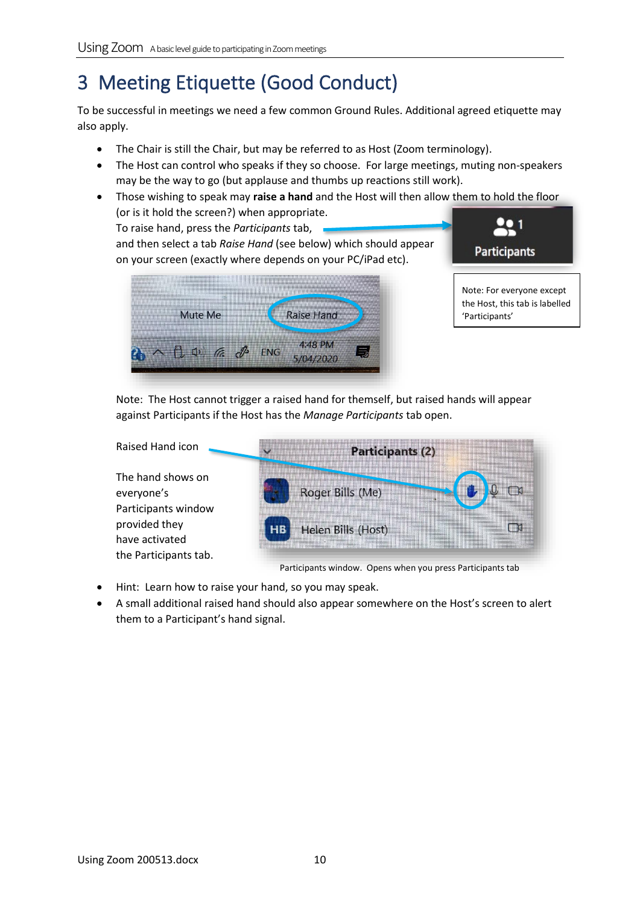# 3 Meeting Etiquette (Good Conduct)

To be successful in meetings we need a few common Ground Rules. Additional agreed etiquette may also apply.

- The Chair is still the Chair, but may be referred to as Host (Zoom terminology).
- The Host can control who speaks if they so choose. For large meetings, muting non-speakers may be the way to go (but applause and thumbs up reactions still work).
- Those wishing to speak may **raise a hand** and the Host will then allow them to hold the floor (or is it hold the screen?) when appropriate.
  To raise hand, press the *Participants* tab,
  and then select a tab *Raise Hand* (see below) which should appear on your screen (exactly where depends on your PC/iPad etc).

Note: For everyone except the Host, this tab is labelled 'Participants'

Note: The Host cannot trigger a raised hand for themself, but raised hands will appear against Participants if the Host has the *Manage Participants* tab open.

Raised Hand icon

The hand shows on everyone's Participants window provided they have activated the Participants tab.

Participants window. Opens when you press Participants tab

- Hint: Learn how to raise your hand, so you may speak.
- A small additional raised hand should also appear somewhere on the Host's screen to alert them to a Participant's hand signal.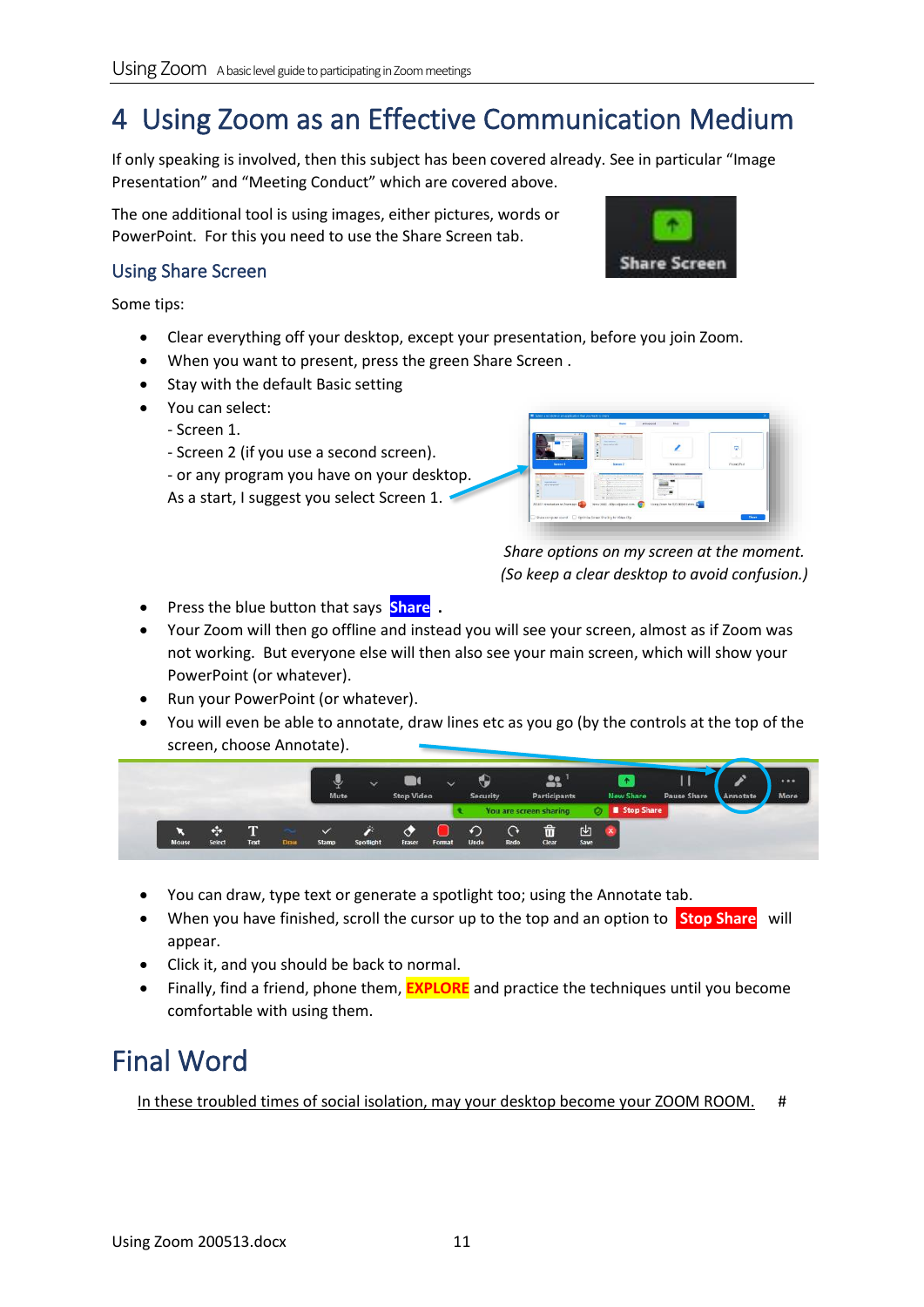# 4 Using Zoom as an Effective Communication Medium

If only speaking is involved, then this subject has been covered already. See in particular "Image Presentation" and "Meeting Conduct" which are covered above.

The one additional tool is using images, either pictures, words or PowerPoint. For this you need to use the Share Screen tab.

## Using Share Screen

Some tips:

- Clear everything off your desktop, except your presentation, before you join Zoom.
- When you want to present, press the green Share Screen .
- Stay with the default Basic setting
- You can select:
  - Screen 1.
  - Screen 2 (if you use a second screen).
  - or any program you have on your desktop.

  As a start, I suggest you select Screen 1.

*Share options on my screen at the moment.*
*(So keep a clear desktop to avoid confusion.)*

- Press the blue button that says **Share** .
- Your Zoom will then go offline and instead you will see your screen, almost as if Zoom was not working. But everyone else will then also see your main screen, which will show your PowerPoint (or whatever).
- Run your PowerPoint (or whatever).
- You will even be able to annotate, draw lines etc as you go (by the controls at the top of the screen, choose Annotate).
- You can draw, type text or generate a spotlight too; using the Annotate tab.
- When you have finished, scroll the cursor up to the top and an option to **Stop Share** will appear.
- Click it, and you should be back to normal.
- Finally, find a friend, phone them, **EXPLORE** and practice the techniques until you become comfortable with using them.

# Final Word

In these troubled times of social isolation, may your desktop become your ZOOM ROOM. #